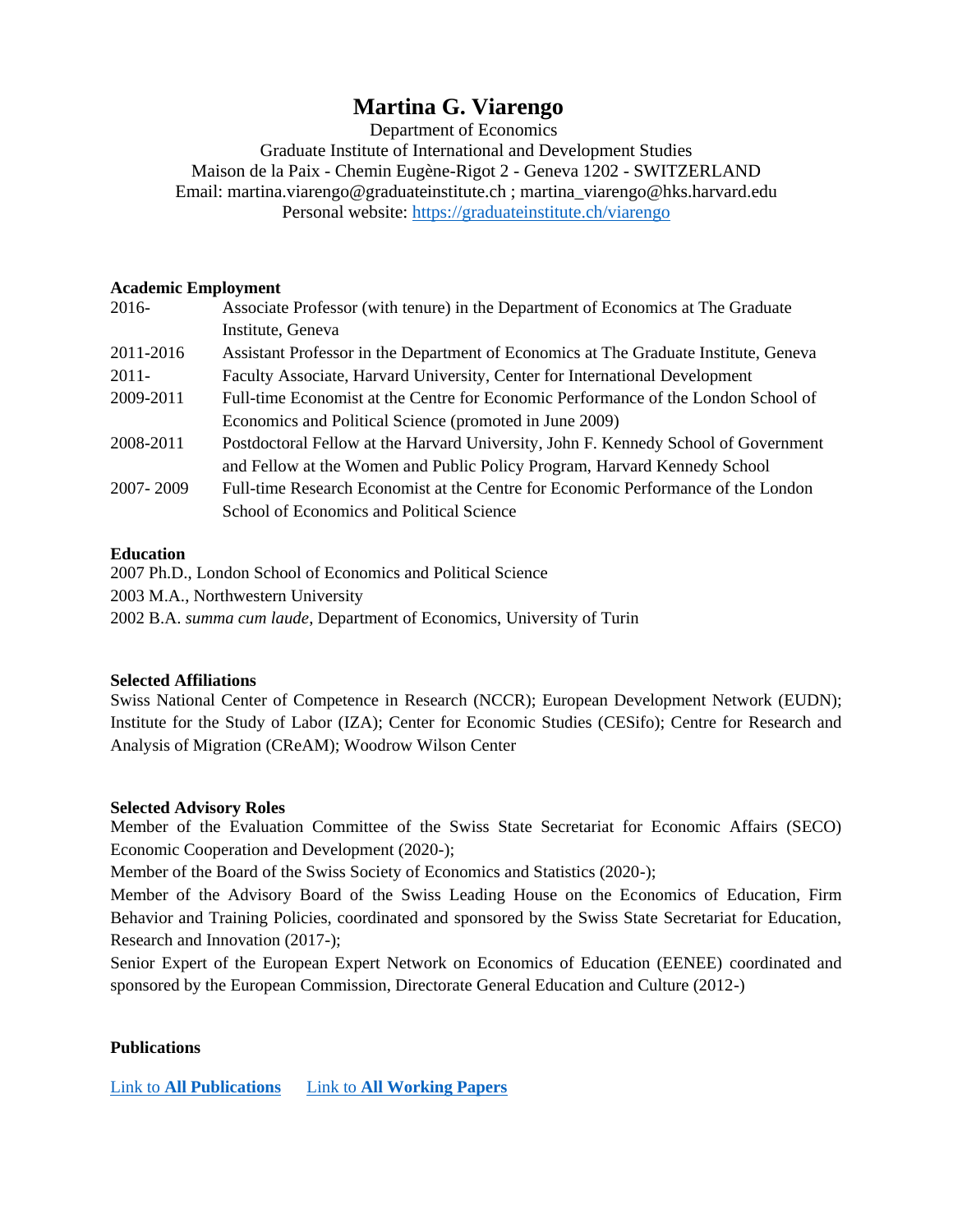# Martina G. Viarengo

Department of Economics
Graduate Institute of International and Development Studies
Maison de la Paix - Chemin Eugène-Rigot 2 - Geneva 1202 - SWITZERLAND
Email: martina.viarengo@graduateinstitute.ch ; martina_viarengo@hks.harvard.edu
Personal website: [https://graduateinstitute.ch/viarengo](https://graduateinstitute.ch/viarengo)

## Academic Employment

| | |
|---|---|
| 2016- | Associate Professor (with tenure) in the Department of Economics at The Graduate Institute, Geneva |
| 2011-2016 | Assistant Professor in the Department of Economics at The Graduate Institute, Geneva |
| 2011- | Faculty Associate, Harvard University, Center for International Development |
| 2009-2011 | Full-time Economist at the Centre for Economic Performance of the London School of Economics and Political Science (promoted in June 2009) |
| 2008-2011 | Postdoctoral Fellow at the Harvard University, John F. Kennedy School of Government and Fellow at the Women and Public Policy Program, Harvard Kennedy School |
| 2007- 2009 | Full-time Research Economist at the Centre for Economic Performance of the London School of Economics and Political Science |

## Education

2007 Ph.D., London School of Economics and Political Science
2003 M.A., Northwestern University
2002 B.A. *summa cum laude*, Department of Economics, University of Turin

## Selected Affiliations

Swiss National Center of Competence in Research (NCCR); European Development Network (EUDN); Institute for the Study of Labor (IZA); Center for Economic Studies (CESifo); Centre for Research and Analysis of Migration (CReAM); Woodrow Wilson Center

## Selected Advisory Roles

Member of the Evaluation Committee of the Swiss State Secretariat for Economic Affairs (SECO) Economic Cooperation and Development (2020-);
Member of the Board of the Swiss Society of Economics and Statistics (2020-);
Member of the Advisory Board of the Swiss Leading House on the Economics of Education, Firm Behavior and Training Policies, coordinated and sponsored by the Swiss State Secretariat for Education, Research and Innovation (2017-);
Senior Expert of the European Expert Network on Economics of Education (EENEE) coordinated and sponsored by the European Commission, Directorate General Education and Culture (2012-)

## Publications

Link to **All Publications** Link to **All Working Papers**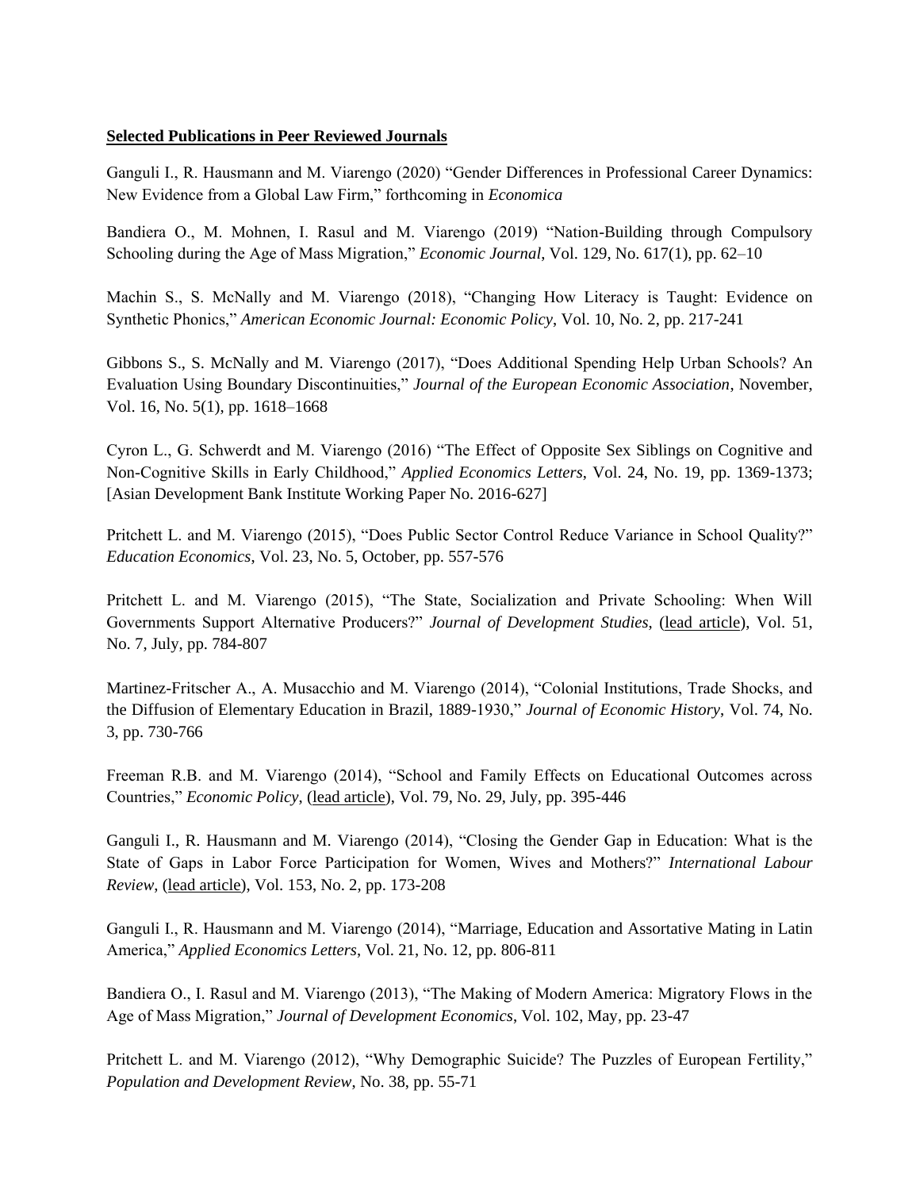**Selected Publications in Peer Reviewed Journals**

Ganguli I., R. Hausmann and M. Viarengo (2020) "Gender Differences in Professional Career Dynamics: New Evidence from a Global Law Firm," forthcoming in *Economica*

Bandiera O., M. Mohnen, I. Rasul and M. Viarengo (2019) "Nation-Building through Compulsory Schooling during the Age of Mass Migration," *Economic Journal*, Vol. 129, No. 617(1), pp. 62–10

Machin S., S. McNally and M. Viarengo (2018), "Changing How Literacy is Taught: Evidence on Synthetic Phonics," *American Economic Journal: Economic Policy*, Vol. 10, No. 2, pp. 217-241

Gibbons S., S. McNally and M. Viarengo (2017), "Does Additional Spending Help Urban Schools? An Evaluation Using Boundary Discontinuities," *Journal of the European Economic Association*, November, Vol. 16, No. 5(1), pp. 1618–1668

Cyron L., G. Schwerdt and M. Viarengo (2016) "The Effect of Opposite Sex Siblings on Cognitive and Non-Cognitive Skills in Early Childhood," *Applied Economics Letters*, Vol. 24, No. 19, pp. 1369-1373; [Asian Development Bank Institute Working Paper No. 2016-627]

Pritchett L. and M. Viarengo (2015), "Does Public Sector Control Reduce Variance in School Quality?" *Education Economics*, Vol. 23, No. 5, October, pp. 557-576

Pritchett L. and M. Viarengo (2015), "The State, Socialization and Private Schooling: When Will Governments Support Alternative Producers?" *Journal of Development Studies*, (lead article), Vol. 51, No. 7, July, pp. 784-807

Martinez-Fritscher A., A. Musacchio and M. Viarengo (2014), "Colonial Institutions, Trade Shocks, and the Diffusion of Elementary Education in Brazil, 1889-1930," *Journal of Economic History*, Vol. 74, No. 3, pp. 730-766

Freeman R.B. and M. Viarengo (2014), "School and Family Effects on Educational Outcomes across Countries," *Economic Policy*, (lead article), Vol. 79, No. 29, July, pp. 395-446

Ganguli I., R. Hausmann and M. Viarengo (2014), "Closing the Gender Gap in Education: What is the State of Gaps in Labor Force Participation for Women, Wives and Mothers?" *International Labour Review*, (lead article), Vol. 153, No. 2, pp. 173-208

Ganguli I., R. Hausmann and M. Viarengo (2014), "Marriage, Education and Assortative Mating in Latin America," *Applied Economics Letters*, Vol. 21, No. 12, pp. 806-811

Bandiera O., I. Rasul and M. Viarengo (2013), "The Making of Modern America: Migratory Flows in the Age of Mass Migration," *Journal of Development Economics*, Vol. 102, May, pp. 23-47

Pritchett L. and M. Viarengo (2012), "Why Demographic Suicide? The Puzzles of European Fertility," *Population and Development Review*, No. 38, pp. 55-71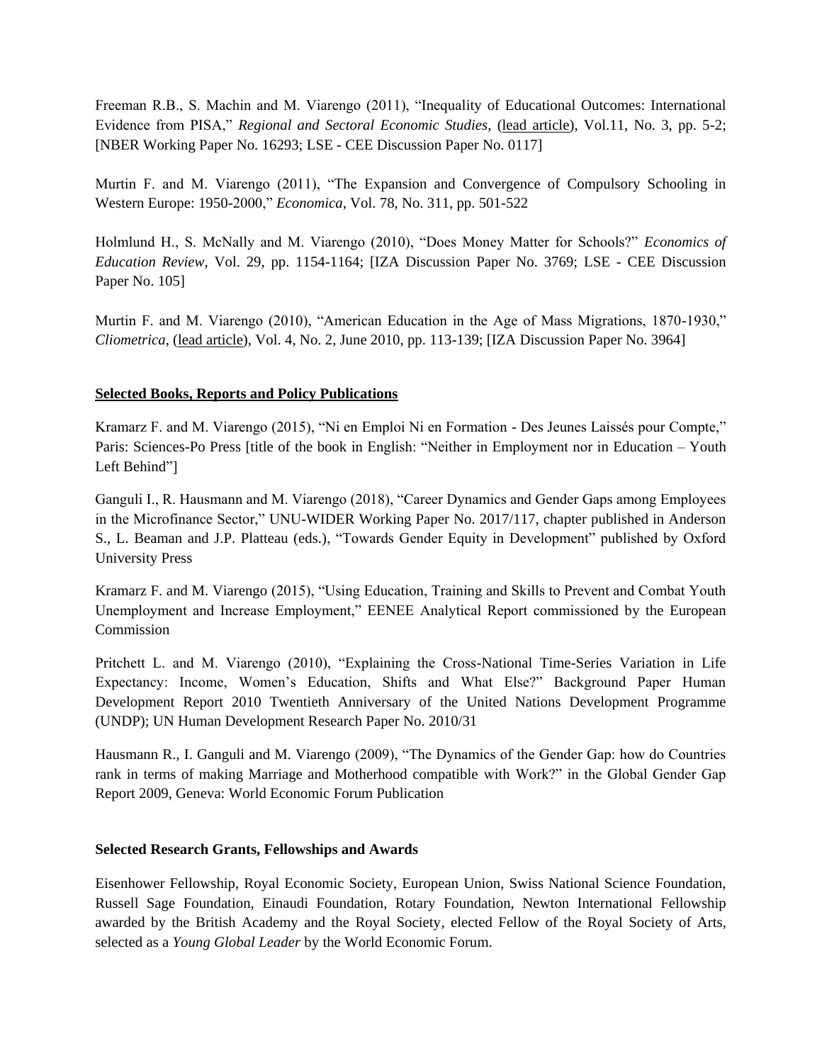Freeman R.B., S. Machin and M. Viarengo (2011), "Inequality of Educational Outcomes: International Evidence from PISA," *Regional and Sectoral Economic Studies*, (lead article), Vol.11, No. 3, pp. 5-2; [NBER Working Paper No. 16293; LSE - CEE Discussion Paper No. 0117]

Murtin F. and M. Viarengo (2011), "The Expansion and Convergence of Compulsory Schooling in Western Europe: 1950-2000," *Economica*, Vol. 78, No. 311, pp. 501-522

Holmlund H., S. McNally and M. Viarengo (2010), "Does Money Matter for Schools?" *Economics of Education Review*, Vol. 29, pp. 1154-1164; [IZA Discussion Paper No. 3769; LSE - CEE Discussion Paper No. 105]

Murtin F. and M. Viarengo (2010), "American Education in the Age of Mass Migrations, 1870-1930," *Cliometrica*, (lead article), Vol. 4, No. 2, June 2010, pp. 113-139; [IZA Discussion Paper No. 3964]

**Selected Books, Reports and Policy Publications**

Kramarz F. and M. Viarengo (2015), "Ni en Emploi Ni en Formation - Des Jeunes Laissés pour Compte," Paris: Sciences-Po Press [title of the book in English: "Neither in Employment nor in Education – Youth Left Behind"]

Ganguli I., R. Hausmann and M. Viarengo (2018), "Career Dynamics and Gender Gaps among Employees in the Microfinance Sector," UNU-WIDER Working Paper No. 2017/117, chapter published in Anderson S., L. Beaman and J.P. Platteau (eds.), "Towards Gender Equity in Development" published by Oxford University Press

Kramarz F. and M. Viarengo (2015), "Using Education, Training and Skills to Prevent and Combat Youth Unemployment and Increase Employment," EENEE Analytical Report commissioned by the European Commission

Pritchett L. and M. Viarengo (2010), "Explaining the Cross-National Time-Series Variation in Life Expectancy: Income, Women's Education, Shifts and What Else?" Background Paper Human Development Report 2010 Twentieth Anniversary of the United Nations Development Programme (UNDP); UN Human Development Research Paper No. 2010/31

Hausmann R., I. Ganguli and M. Viarengo (2009), "The Dynamics of the Gender Gap: how do Countries rank in terms of making Marriage and Motherhood compatible with Work?" in the Global Gender Gap Report 2009, Geneva: World Economic Forum Publication

**Selected Research Grants, Fellowships and Awards**

Eisenhower Fellowship, Royal Economic Society, European Union, Swiss National Science Foundation, Russell Sage Foundation, Einaudi Foundation, Rotary Foundation, Newton International Fellowship awarded by the British Academy and the Royal Society, elected Fellow of the Royal Society of Arts, selected as a *Young Global Leader* by the World Economic Forum.